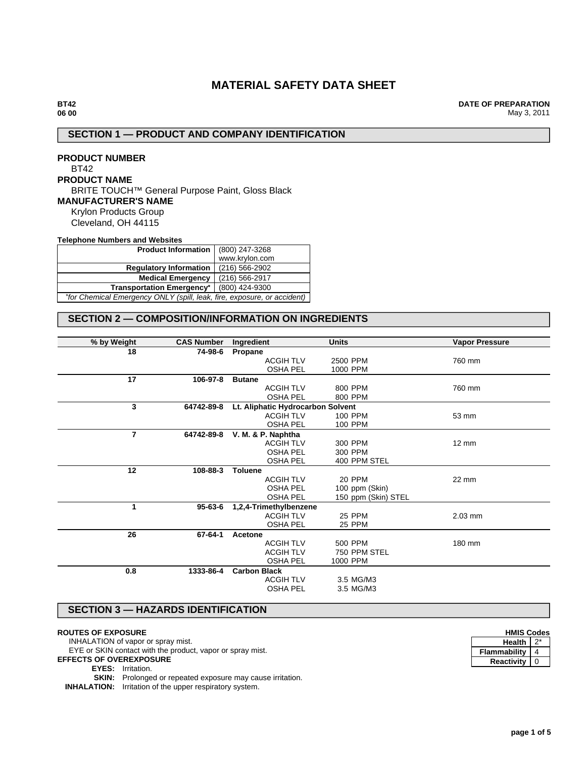# MATERIAL SAFETY DATA SHEET

**BT42**
**06 00**

**DATE OF PREPARATION**
May 3, 2011

## SECTION 1 — PRODUCT AND COMPANY IDENTIFICATION

**PRODUCT NUMBER**
BT42

**PRODUCT NAME**
BRITE TOUCH™ General Purpose Paint, Gloss Black

**MANUFACTURER'S NAME**
Krylon Products Group
Cleveland, OH 44115

**Telephone Numbers and Websites**

| | |
|---|---|
| **Product Information** | (800) 247-3268<br>www.krylon.com |
| **Regulatory Information** | (216) 566-2902 |
| **Medical Emergency** | (216) 566-2917 |
| **Transportation Emergency*** | (800) 424-9300 |

*\*for Chemical Emergency ONLY (spill, leak, fire, exposure, or accident)*

## SECTION 2 — COMPOSITION/INFORMATION ON INGREDIENTS

| % by Weight | CAS Number | Ingredient | | Units | Vapor Pressure |
|---|---|---|---|---|---|
| 18 | 74-98-6 | **Propane** | | | |
| | | | ACGIH TLV | 2500 PPM | 760 mm |
| | | | OSHA PEL | 1000 PPM | |
| 17 | 106-97-8 | **Butane** | | | |
| | | | ACGIH TLV | 800 PPM | 760 mm |
| | | | OSHA PEL | 800 PPM | |
| 3 | 64742-89-8 | **Lt. Aliphatic Hydrocarbon Solvent** | | | |
| | | | ACGIH TLV | 100 PPM | 53 mm |
| | | | OSHA PEL | 100 PPM | |
| 7 | 64742-89-8 | **V. M. & P. Naphtha** | | | |
| | | | ACGIH TLV | 300 PPM | 12 mm |
| | | | OSHA PEL | 300 PPM | |
| | | | OSHA PEL | 400 PPM STEL | |
| 12 | 108-88-3 | **Toluene** | | | |
| | | | ACGIH TLV | 20 PPM | 22 mm |
| | | | OSHA PEL | 100 ppm (Skin) | |
| | | | OSHA PEL | 150 ppm (Skin) STEL | |
| 1 | 95-63-6 | **1,2,4-Trimethylbenzene** | | | |
| | | | ACGIH TLV | 25 PPM | 2.03 mm |
| | | | OSHA PEL | 25 PPM | |
| 26 | 67-64-1 | **Acetone** | | | |
| | | | ACGIH TLV | 500 PPM | 180 mm |
| | | | ACGIH TLV | 750 PPM STEL | |
| | | | OSHA PEL | 1000 PPM | |
| 0.8 | 1333-86-4 | **Carbon Black** | | | |
| | | | ACGIH TLV | 3.5 MG/M3 | |
| | | | OSHA PEL | 3.5 MG/M3 | |

## SECTION 3 — HAZARDS IDENTIFICATION

**HMIS Codes**

| | |
|---|---|
| **Health** | 2* |
| **Flammability** | 4 |
| **Reactivity** | 0 |

**ROUTES OF EXPOSURE**
INHALATION of vapor or spray mist.
EYE or SKIN contact with the product, vapor or spray mist.

**EFFECTS OF OVEREXPOSURE**
**EYES:** Irritation.
**SKIN:** Prolonged or repeated exposure may cause irritation.
**INHALATION:** Irritation of the upper respiratory system.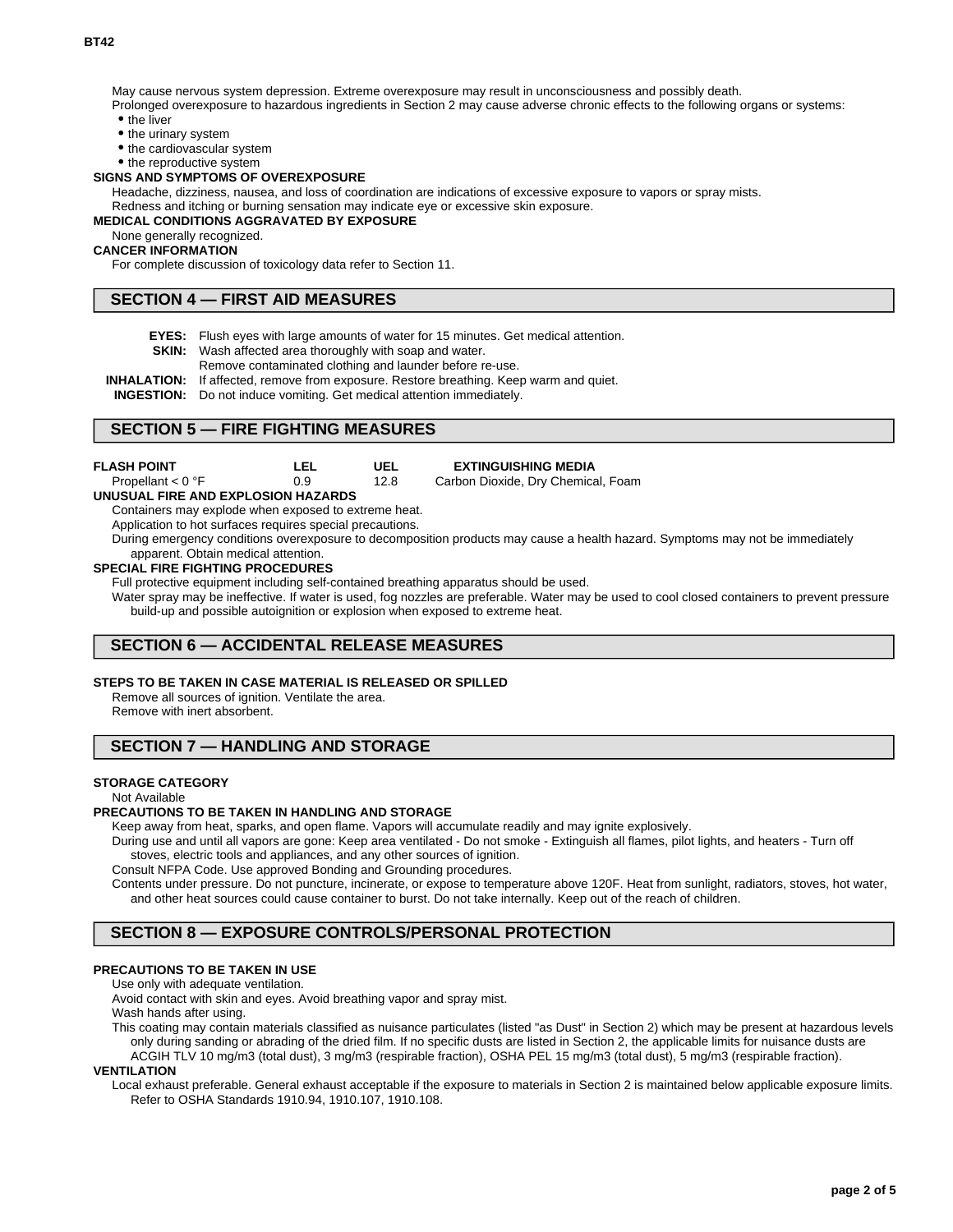May cause nervous system depression. Extreme overexposure may result in unconsciousness and possibly death.

Prolonged overexposure to hazardous ingredients in Section 2 may cause adverse chronic effects to the following organs or systems:

- the liver
- the urinary system
- the cardiovascular system
- the reproductive system

**SIGNS AND SYMPTOMS OF OVEREXPOSURE**

Headache, dizziness, nausea, and loss of coordination are indications of excessive exposure to vapors or spray mists.

Redness and itching or burning sensation may indicate eye or excessive skin exposure.

**MEDICAL CONDITIONS AGGRAVATED BY EXPOSURE**

None generally recognized.

**CANCER INFORMATION**

For complete discussion of toxicology data refer to Section 11.

## SECTION 4 — FIRST AID MEASURES

**EYES:** Flush eyes with large amounts of water for 15 minutes. Get medical attention.

**SKIN:** Wash affected area thoroughly with soap and water.
Remove contaminated clothing and launder before re-use.

**INHALATION:** If affected, remove from exposure. Restore breathing. Keep warm and quiet.

**INGESTION:** Do not induce vomiting. Get medical attention immediately.

## SECTION 5 — FIRE FIGHTING MEASURES

| FLASH POINT | LEL | UEL | EXTINGUISHING MEDIA |
|---|---|---|---|
| Propellant < 0 °F | 0.9 | 12.8 | Carbon Dioxide, Dry Chemical, Foam |

**UNUSUAL FIRE AND EXPLOSION HAZARDS**

Containers may explode when exposed to extreme heat.

Application to hot surfaces requires special precautions.

During emergency conditions overexposure to decomposition products may cause a health hazard. Symptoms may not be immediately apparent. Obtain medical attention.

**SPECIAL FIRE FIGHTING PROCEDURES**

Full protective equipment including self-contained breathing apparatus should be used.

Water spray may be ineffective. If water is used, fog nozzles are preferable. Water may be used to cool closed containers to prevent pressure build-up and possible autoignition or explosion when exposed to extreme heat.

## SECTION 6 — ACCIDENTAL RELEASE MEASURES

**STEPS TO BE TAKEN IN CASE MATERIAL IS RELEASED OR SPILLED**

Remove all sources of ignition. Ventilate the area.

Remove with inert absorbent.

## SECTION 7 — HANDLING AND STORAGE

**STORAGE CATEGORY**

Not Available

**PRECAUTIONS TO BE TAKEN IN HANDLING AND STORAGE**

Keep away from heat, sparks, and open flame. Vapors will accumulate readily and may ignite explosively.

During use and until all vapors are gone: Keep area ventilated - Do not smoke - Extinguish all flames, pilot lights, and heaters - Turn off stoves, electric tools and appliances, and any other sources of ignition.

Consult NFPA Code. Use approved Bonding and Grounding procedures.

Contents under pressure. Do not puncture, incinerate, or expose to temperature above 120F. Heat from sunlight, radiators, stoves, hot water, and other heat sources could cause container to burst. Do not take internally. Keep out of the reach of children.

## SECTION 8 — EXPOSURE CONTROLS/PERSONAL PROTECTION

**PRECAUTIONS TO BE TAKEN IN USE**

Use only with adequate ventilation.

Avoid contact with skin and eyes. Avoid breathing vapor and spray mist.

Wash hands after using.

This coating may contain materials classified as nuisance particulates (listed "as Dust" in Section 2) which may be present at hazardous levels only during sanding or abrading of the dried film. If no specific dusts are listed in Section 2, the applicable limits for nuisance dusts are ACGIH TLV 10 mg/m3 (total dust), 3 mg/m3 (respirable fraction), OSHA PEL 15 mg/m3 (total dust), 5 mg/m3 (respirable fraction).

**VENTILATION**

Local exhaust preferable. General exhaust acceptable if the exposure to materials in Section 2 is maintained below applicable exposure limits. Refer to OSHA Standards 1910.94, 1910.107, 1910.108.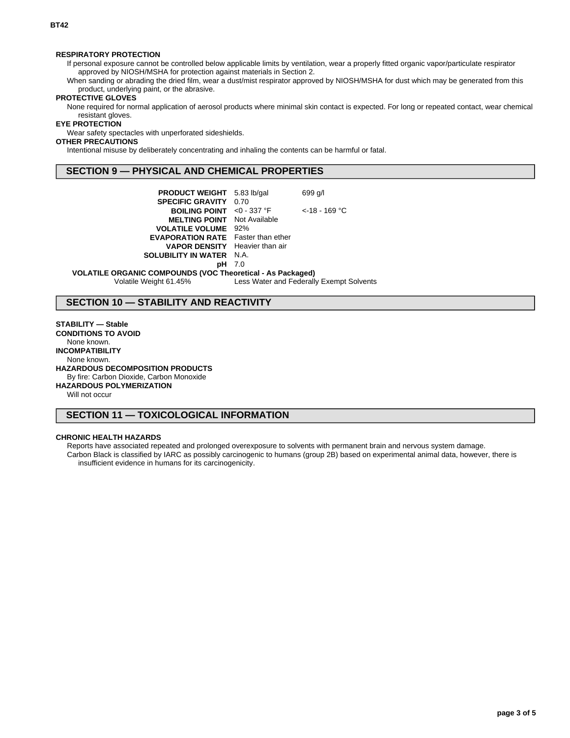### RESPIRATORY PROTECTION

If personal exposure cannot be controlled below applicable limits by ventilation, wear a properly fitted organic vapor/particulate respirator approved by NIOSH/MSHA for protection against materials in Section 2.

When sanding or abrading the dried film, wear a dust/mist respirator approved by NIOSH/MSHA for dust which may be generated from this product, underlying paint, or the abrasive.

### PROTECTIVE GLOVES

None required for normal application of aerosol products where minimal skin contact is expected. For long or repeated contact, wear chemical resistant gloves.

### EYE PROTECTION

Wear safety spectacles with unperforated sideshields.

### OTHER PRECAUTIONS

Intentional misuse by deliberately concentrating and inhaling the contents can be harmful or fatal.

## SECTION 9 — PHYSICAL AND CHEMICAL PROPERTIES

| | | |
|---|---|---|
| **PRODUCT WEIGHT** | 5.83 lb/gal | 699 g/l |
| **SPECIFIC GRAVITY** | 0.70 | |
| **BOILING POINT** | <0 - 337 °F | <-18 - 169 °C |
| **MELTING POINT** | Not Available | |
| **VOLATILE VOLUME** | 92% | |
| **EVAPORATION RATE** | Faster than ether | |
| **VAPOR DENSITY** | Heavier than air | |
| **SOLUBILITY IN WATER** | N.A. | |
| **pH** | 7.0 | |

**VOLATILE ORGANIC COMPOUNDS (VOC Theoretical - As Packaged)**

Volatile Weight 61.45% Less Water and Federally Exempt Solvents

## SECTION 10 — STABILITY AND REACTIVITY

**STABILITY — Stable**

**CONDITIONS TO AVOID**

None known.

**INCOMPATIBILITY**

None known.

**HAZARDOUS DECOMPOSITION PRODUCTS**

By fire: Carbon Dioxide, Carbon Monoxide

**HAZARDOUS POLYMERIZATION**

Will not occur

## SECTION 11 — TOXICOLOGICAL INFORMATION

**CHRONIC HEALTH HAZARDS**

Reports have associated repeated and prolonged overexposure to solvents with permanent brain and nervous system damage.

Carbon Black is classified by IARC as possibly carcinogenic to humans (group 2B) based on experimental animal data, however, there is insufficient evidence in humans for its carcinogenicity.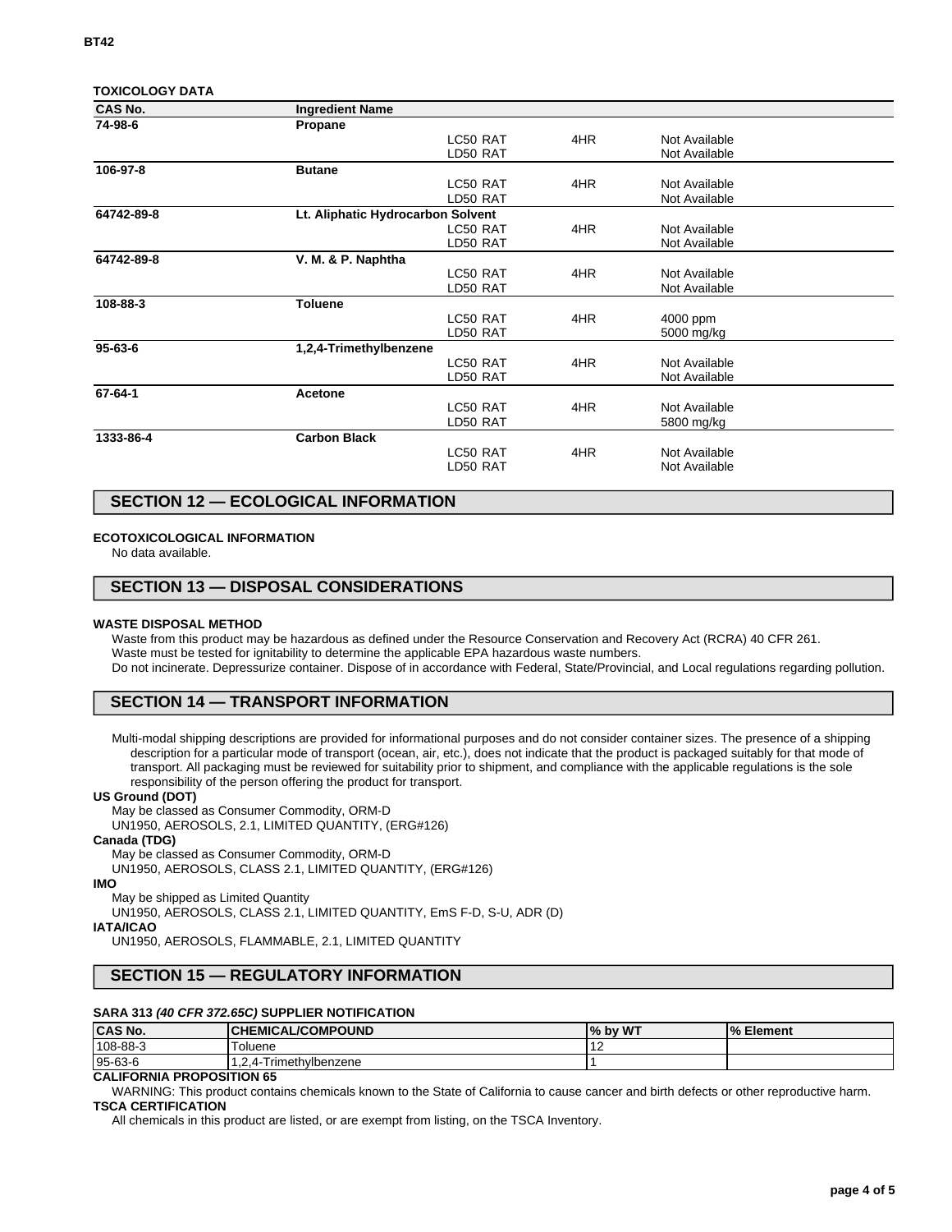### TOXICOLOGY DATA

| CAS No. | Ingredient Name | | | |
|---|---|---|---|---|
| 74-98-6 | Propane | | | |
| | | LC50 RAT | 4HR | Not Available |
| | | LD50 RAT | | Not Available |
| 106-97-8 | Butane | | | |
| | | LC50 RAT | 4HR | Not Available |
| | | LD50 RAT | | Not Available |
| 64742-89-8 | Lt. Aliphatic Hydrocarbon Solvent | | | |
| | | LC50 RAT | 4HR | Not Available |
| | | LD50 RAT | | Not Available |
| 64742-89-8 | V. M. & P. Naphtha | | | |
| | | LC50 RAT | 4HR | Not Available |
| | | LD50 RAT | | Not Available |
| 108-88-3 | Toluene | | | |
| | | LC50 RAT | 4HR | 4000 ppm |
| | | LD50 RAT | | 5000 mg/kg |
| 95-63-6 | 1,2,4-Trimethylbenzene | | | |
| | | LC50 RAT | 4HR | Not Available |
| | | LD50 RAT | | Not Available |
| 67-64-1 | Acetone | | | |
| | | LC50 RAT | 4HR | Not Available |
| | | LD50 RAT | | 5800 mg/kg |
| 1333-86-4 | Carbon Black | | | |
| | | LC50 RAT | 4HR | Not Available |
| | | LD50 RAT | | Not Available |

## SECTION 12 — ECOLOGICAL INFORMATION

**ECOTOXICOLOGICAL INFORMATION**

No data available.

## SECTION 13 — DISPOSAL CONSIDERATIONS

**WASTE DISPOSAL METHOD**

Waste from this product may be hazardous as defined under the Resource Conservation and Recovery Act (RCRA) 40 CFR 261.
Waste must be tested for ignitability to determine the applicable EPA hazardous waste numbers.
Do not incinerate. Depressurize container. Dispose of in accordance with Federal, State/Provincial, and Local regulations regarding pollution.

## SECTION 14 — TRANSPORT INFORMATION

Multi-modal shipping descriptions are provided for informational purposes and do not consider container sizes. The presence of a shipping description for a particular mode of transport (ocean, air, etc.), does not indicate that the product is packaged suitably for that mode of transport. All packaging must be reviewed for suitability prior to shipment, and compliance with the applicable regulations is the sole responsibility of the person offering the product for transport.

**US Ground (DOT)**

May be classed as Consumer Commodity, ORM-D
UN1950, AEROSOLS, 2.1, LIMITED QUANTITY, (ERG#126)

**Canada (TDG)**

May be classed as Consumer Commodity, ORM-D
UN1950, AEROSOLS, CLASS 2.1, LIMITED QUANTITY, (ERG#126)

**IMO**

May be shipped as Limited Quantity
UN1950, AEROSOLS, CLASS 2.1, LIMITED QUANTITY, EmS F-D, S-U, ADR (D)

**IATA/ICAO**

UN1950, AEROSOLS, FLAMMABLE, 2.1, LIMITED QUANTITY

## SECTION 15 — REGULATORY INFORMATION

**SARA 313 *(40 CFR 372.65C)* SUPPLIER NOTIFICATION**

| CAS No. | CHEMICAL/COMPOUND | % by WT | % Element |
|---|---|---|---|
| 108-88-3 | Toluene | 12 | |
| 95-63-6 | 1,2,4-Trimethylbenzene | 1 | |

**CALIFORNIA PROPOSITION 65**

WARNING: This product contains chemicals known to the State of California to cause cancer and birth defects or other reproductive harm.

**TSCA CERTIFICATION**

All chemicals in this product are listed, or are exempt from listing, on the TSCA Inventory.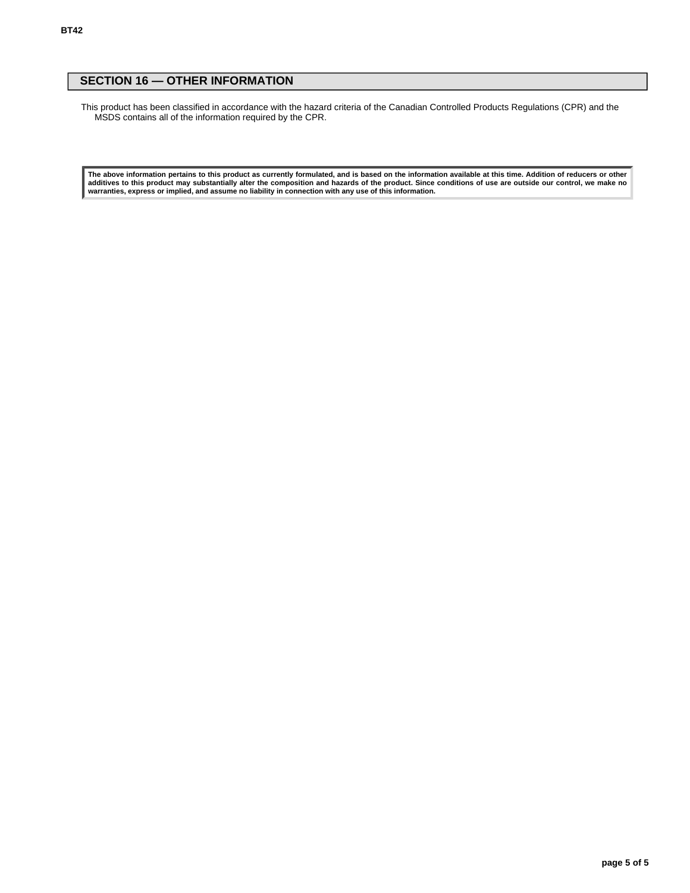## SECTION 16 — OTHER INFORMATION

This product has been classified in accordance with the hazard criteria of the Canadian Controlled Products Regulations (CPR) and the MSDS contains all of the information required by the CPR.

**The above information pertains to this product as currently formulated, and is based on the information available at this time. Addition of reducers or other additives to this product may substantially alter the composition and hazards of the product. Since conditions of use are outside our control, we make no warranties, express or implied, and assume no liability in connection with any use of this information.**